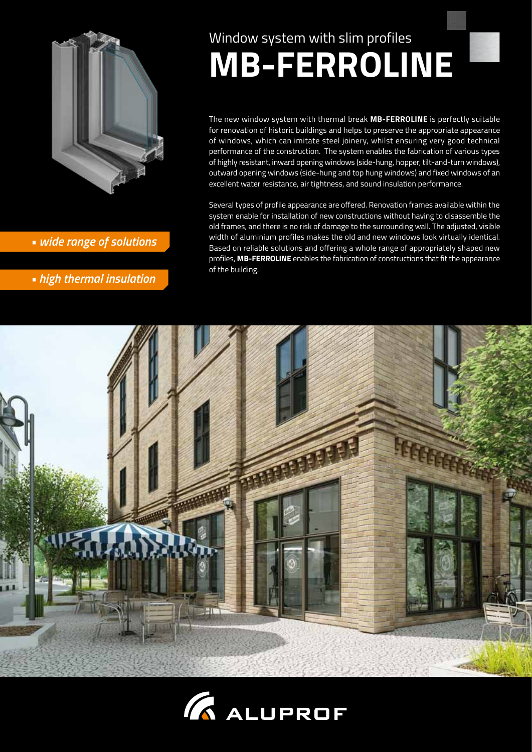Window system with slim profiles

# MB-FERROLINE

- *wide range of solutions*
- *high thermal insulation*

The new window system with thermal break **MB-FERROLINE** is perfectly suitable for renovation of historic buildings and helps to preserve the appropriate appearance of windows, which can imitate steel joinery, whilst ensuring very good technical performance of the construction. The system enables the fabrication of various types of highly resistant, inward opening windows (side-hung, hopper, tilt-and-turn windows), outward opening windows (side-hung and top hung windows) and fixed windows of an excellent water resistance, air tightness, and sound insulation performance.

Several types of profile appearance are offered. Renovation frames available within the system enable for installation of new constructions without having to disassemble the old frames, and there is no risk of damage to the surrounding wall. The adjusted, visible width of aluminium profiles makes the old and new windows look virtually identical. Based on reliable solutions and offering a whole range of appropriately shaped new profiles, **MB-FERROLINE** enables the fabrication of constructions that fit the appearance of the building.

ALUPROF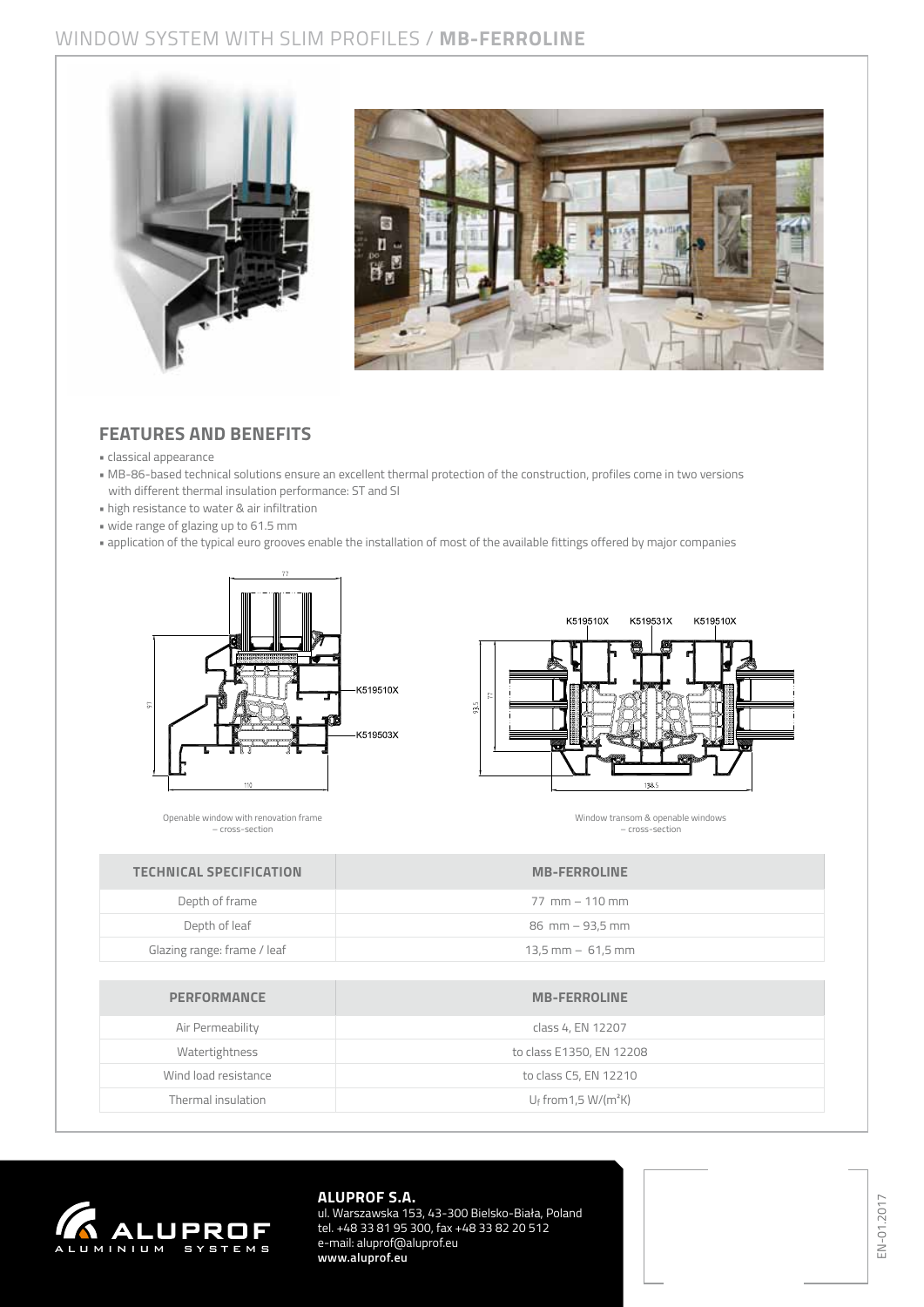# WINDOW SYSTEM WITH SLIM PROFILES / **MB-FERROLINE**

## FEATURES AND BENEFITS

- classical appearance
- MB-86-based technical solutions ensure an excellent thermal protection of the construction, profiles come in two versions with different thermal insulation performance: ST and SI
- high resistance to water & air infiltration
- wide range of glazing up to 61.5 mm
- application of the typical euro grooves enable the installation of most of the available fittings offered by major companies

77
91
110
K519510X
K519503X

Openable window with renovation frame – cross-section

K519510X K519531X K519510X
93,5
77
138,5

Window transom & openable windows – cross-section

| TECHNICAL SPECIFICATION | MB-FERROLINE |
| --- | --- |
| Depth of frame | 77 mm – 110 mm |
| Depth of leaf | 86 mm – 93,5 mm |
| Glazing range: frame / leaf | 13,5 mm – 61,5 mm |

| PERFORMANCE | MB-FERROLINE |
| --- | --- |
| Air Permeability | class 4, EN 12207 |
| Watertightness | to class E1350, EN 12208 |
| Wind load resistance | to class C5, EN 12210 |
| Thermal insulation | $U_f$ from1,5 W/(m²K) |

**ALUPROF S.A.**
ul. Warszawska 153, 43-300 Bielsko-Biała, Poland
tel. +48 33 81 95 300, fax +48 33 82 20 512
e-mail: aluprof@aluprof.eu
**www.aluprof.eu**

EN-01.2017